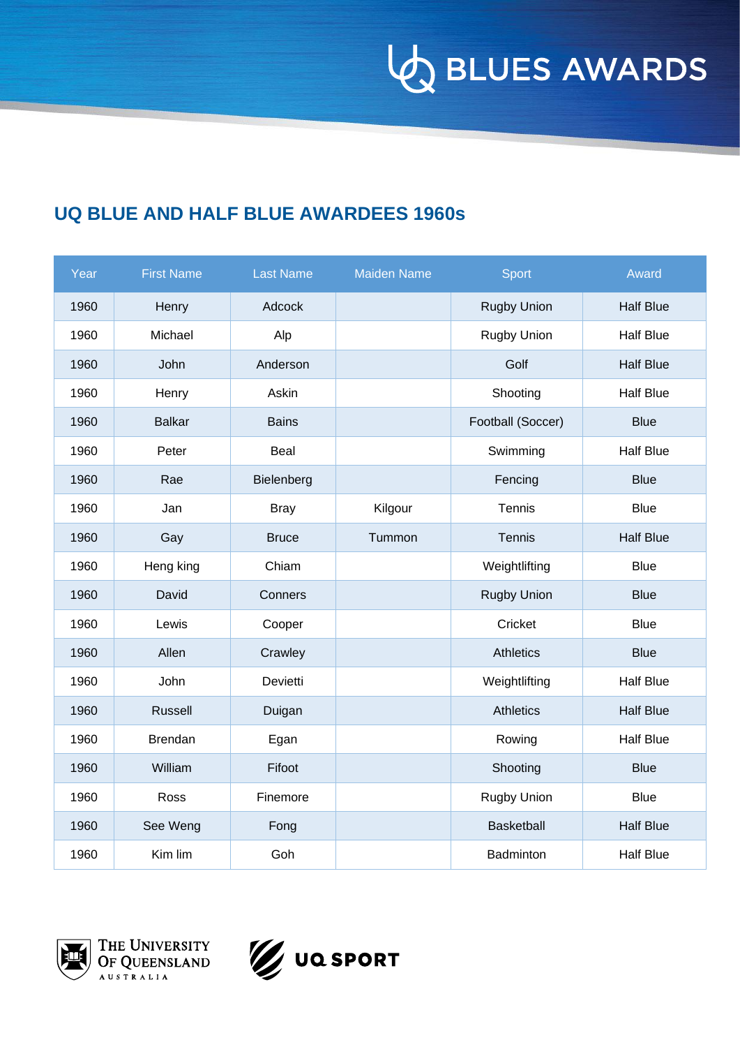# UQ BLUE AND HALF BLUE AWARDEES 1960s

| Year | First Name | Last Name | Maiden Name | Sport | Award |
|---|---|---|---|---|---|
| 1960 | Henry | Adcock | | Rugby Union | Half Blue |
| 1960 | Michael | Alp | | Rugby Union | Half Blue |
| 1960 | John | Anderson | | Golf | Half Blue |
| 1960 | Henry | Askin | | Shooting | Half Blue |
| 1960 | Balkar | Bains | | Football (Soccer) | Blue |
| 1960 | Peter | Beal | | Swimming | Half Blue |
| 1960 | Rae | Bielenberg | | Fencing | Blue |
| 1960 | Jan | Bray | Kilgour | Tennis | Blue |
| 1960 | Gay | Bruce | Tummon | Tennis | Half Blue |
| 1960 | Heng king | Chiam | | Weightlifting | Blue |
| 1960 | David | Conners | | Rugby Union | Blue |
| 1960 | Lewis | Cooper | | Cricket | Blue |
| 1960 | Allen | Crawley | | Athletics | Blue |
| 1960 | John | Devietti | | Weightlifting | Half Blue |
| 1960 | Russell | Duigan | | Athletics | Half Blue |
| 1960 | Brendan | Egan | | Rowing | Half Blue |
| 1960 | William | Fifoot | | Shooting | Blue |
| 1960 | Ross | Finemore | | Rugby Union | Blue |
| 1960 | See Weng | Fong | | Basketball | Half Blue |
| 1960 | Kim lim | Goh | | Badminton | Half Blue |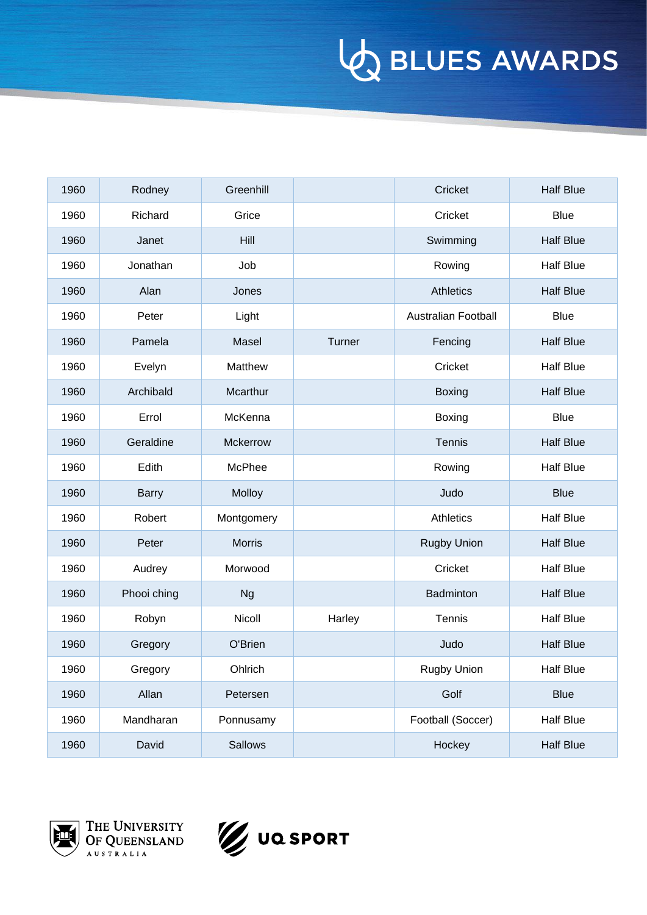| 1960 | Rodney | Greenhill | | Cricket | Half Blue |
|---|---|---|---|---|---|
| 1960 | Richard | Grice | | Cricket | Blue |
| 1960 | Janet | Hill | | Swimming | Half Blue |
| 1960 | Jonathan | Job | | Rowing | Half Blue |
| 1960 | Alan | Jones | | Athletics | Half Blue |
| 1960 | Peter | Light | | Australian Football | Blue |
| 1960 | Pamela | Masel | Turner | Fencing | Half Blue |
| 1960 | Evelyn | Matthew | | Cricket | Half Blue |
| 1960 | Archibald | Mcarthur | | Boxing | Half Blue |
| 1960 | Errol | McKenna | | Boxing | Blue |
| 1960 | Geraldine | Mckerrow | | Tennis | Half Blue |
| 1960 | Edith | McPhee | | Rowing | Half Blue |
| 1960 | Barry | Molloy | | Judo | Blue |
| 1960 | Robert | Montgomery | | Athletics | Half Blue |
| 1960 | Peter | Morris | | Rugby Union | Half Blue |
| 1960 | Audrey | Morwood | | Cricket | Half Blue |
| 1960 | Phooi ching | Ng | | Badminton | Half Blue |
| 1960 | Robyn | Nicoll | Harley | Tennis | Half Blue |
| 1960 | Gregory | O'Brien | | Judo | Half Blue |
| 1960 | Gregory | Ohlrich | | Rugby Union | Half Blue |
| 1960 | Allan | Petersen | | Golf | Blue |
| 1960 | Mandharan | Ponnusamy | | Football (Soccer) | Half Blue |
| 1960 | David | Sallows | | Hockey | Half Blue |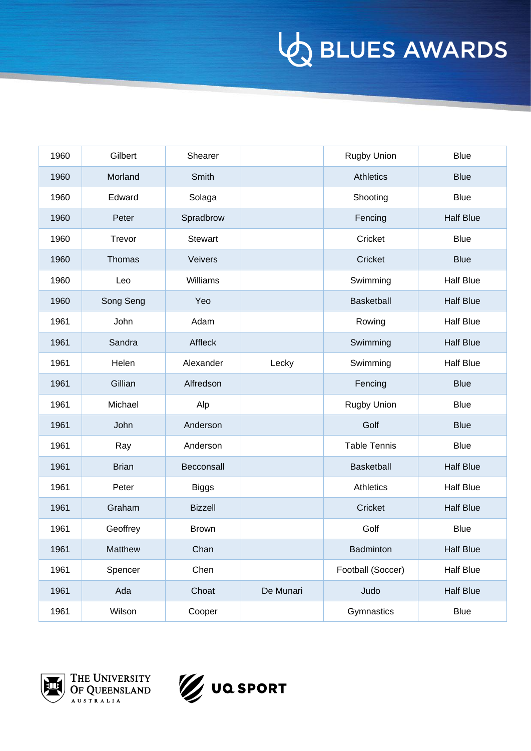| | | | | | |
|---|---|---|---|---|---|
| 1960 | Gilbert | Shearer | | Rugby Union | Blue |
| 1960 | Morland | Smith | | Athletics | Blue |
| 1960 | Edward | Solaga | | Shooting | Blue |
| 1960 | Peter | Spradbrow | | Fencing | Half Blue |
| 1960 | Trevor | Stewart | | Cricket | Blue |
| 1960 | Thomas | Veivers | | Cricket | Blue |
| 1960 | Leo | Williams | | Swimming | Half Blue |
| 1960 | Song Seng | Yeo | | Basketball | Half Blue |
| 1961 | John | Adam | | Rowing | Half Blue |
| 1961 | Sandra | Affleck | | Swimming | Half Blue |
| 1961 | Helen | Alexander | Lecky | Swimming | Half Blue |
| 1961 | Gillian | Alfredson | | Fencing | Blue |
| 1961 | Michael | Alp | | Rugby Union | Blue |
| 1961 | John | Anderson | | Golf | Blue |
| 1961 | Ray | Anderson | | Table Tennis | Blue |
| 1961 | Brian | Becconsall | | Basketball | Half Blue |
| 1961 | Peter | Biggs | | Athletics | Half Blue |
| 1961 | Graham | Bizzell | | Cricket | Half Blue |
| 1961 | Geoffrey | Brown | | Golf | Blue |
| 1961 | Matthew | Chan | | Badminton | Half Blue |
| 1961 | Spencer | Chen | | Football (Soccer) | Half Blue |
| 1961 | Ada | Choat | De Munari | Judo | Half Blue |
| 1961 | Wilson | Cooper | | Gymnastics | Blue |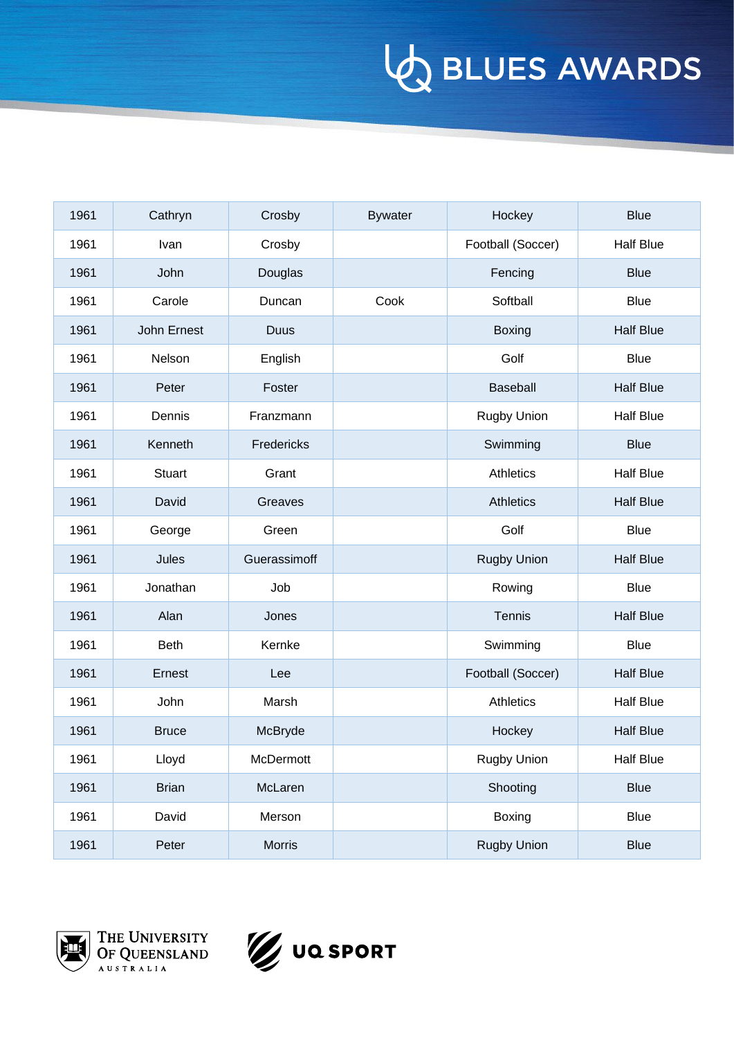| 1961 | Cathryn | Crosby | Bywater | Hockey | Blue |
|---|---|---|---|---|---|
| 1961 | Ivan | Crosby | | Football (Soccer) | Half Blue |
| 1961 | John | Douglas | | Fencing | Blue |
| 1961 | Carole | Duncan | Cook | Softball | Blue |
| 1961 | John Ernest | Duus | | Boxing | Half Blue |
| 1961 | Nelson | English | | Golf | Blue |
| 1961 | Peter | Foster | | Baseball | Half Blue |
| 1961 | Dennis | Franzmann | | Rugby Union | Half Blue |
| 1961 | Kenneth | Fredericks | | Swimming | Blue |
| 1961 | Stuart | Grant | | Athletics | Half Blue |
| 1961 | David | Greaves | | Athletics | Half Blue |
| 1961 | George | Green | | Golf | Blue |
| 1961 | Jules | Guerassimoff | | Rugby Union | Half Blue |
| 1961 | Jonathan | Job | | Rowing | Blue |
| 1961 | Alan | Jones | | Tennis | Half Blue |
| 1961 | Beth | Kernke | | Swimming | Blue |
| 1961 | Ernest | Lee | | Football (Soccer) | Half Blue |
| 1961 | John | Marsh | | Athletics | Half Blue |
| 1961 | Bruce | McBryde | | Hockey | Half Blue |
| 1961 | Lloyd | McDermott | | Rugby Union | Half Blue |
| 1961 | Brian | McLaren | | Shooting | Blue |
| 1961 | David | Merson | | Boxing | Blue |
| 1961 | Peter | Morris | | Rugby Union | Blue |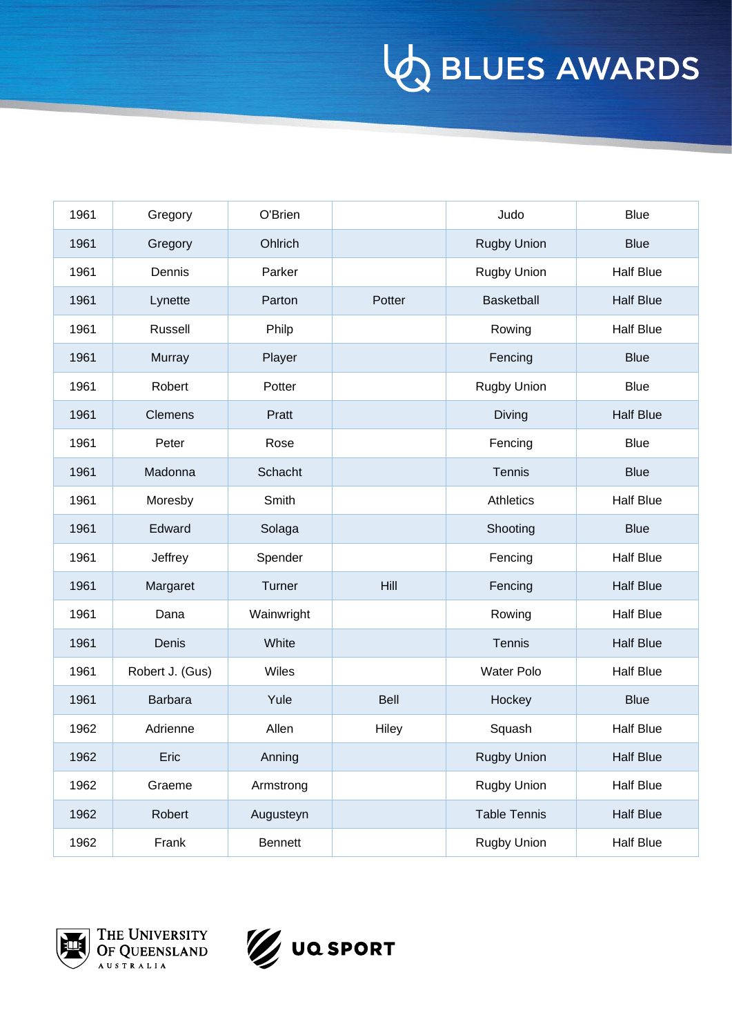| | | | | | |
|---|---|---|---|---|---|
| 1961 | Gregory | O'Brien | | Judo | Blue |
| 1961 | Gregory | Ohlrich | | Rugby Union | Blue |
| 1961 | Dennis | Parker | | Rugby Union | Half Blue |
| 1961 | Lynette | Parton | Potter | Basketball | Half Blue |
| 1961 | Russell | Philp | | Rowing | Half Blue |
| 1961 | Murray | Player | | Fencing | Blue |
| 1961 | Robert | Potter | | Rugby Union | Blue |
| 1961 | Clemens | Pratt | | Diving | Half Blue |
| 1961 | Peter | Rose | | Fencing | Blue |
| 1961 | Madonna | Schacht | | Tennis | Blue |
| 1961 | Moresby | Smith | | Athletics | Half Blue |
| 1961 | Edward | Solaga | | Shooting | Blue |
| 1961 | Jeffrey | Spender | | Fencing | Half Blue |
| 1961 | Margaret | Turner | Hill | Fencing | Half Blue |
| 1961 | Dana | Wainwright | | Rowing | Half Blue |
| 1961 | Denis | White | | Tennis | Half Blue |
| 1961 | Robert J. (Gus) | Wiles | | Water Polo | Half Blue |
| 1961 | Barbara | Yule | Bell | Hockey | Blue |
| 1962 | Adrienne | Allen | Hiley | Squash | Half Blue |
| 1962 | Eric | Anning | | Rugby Union | Half Blue |
| 1962 | Graeme | Armstrong | | Rugby Union | Half Blue |
| 1962 | Robert | Augusteyn | | Table Tennis | Half Blue |
| 1962 | Frank | Bennett | | Rugby Union | Half Blue |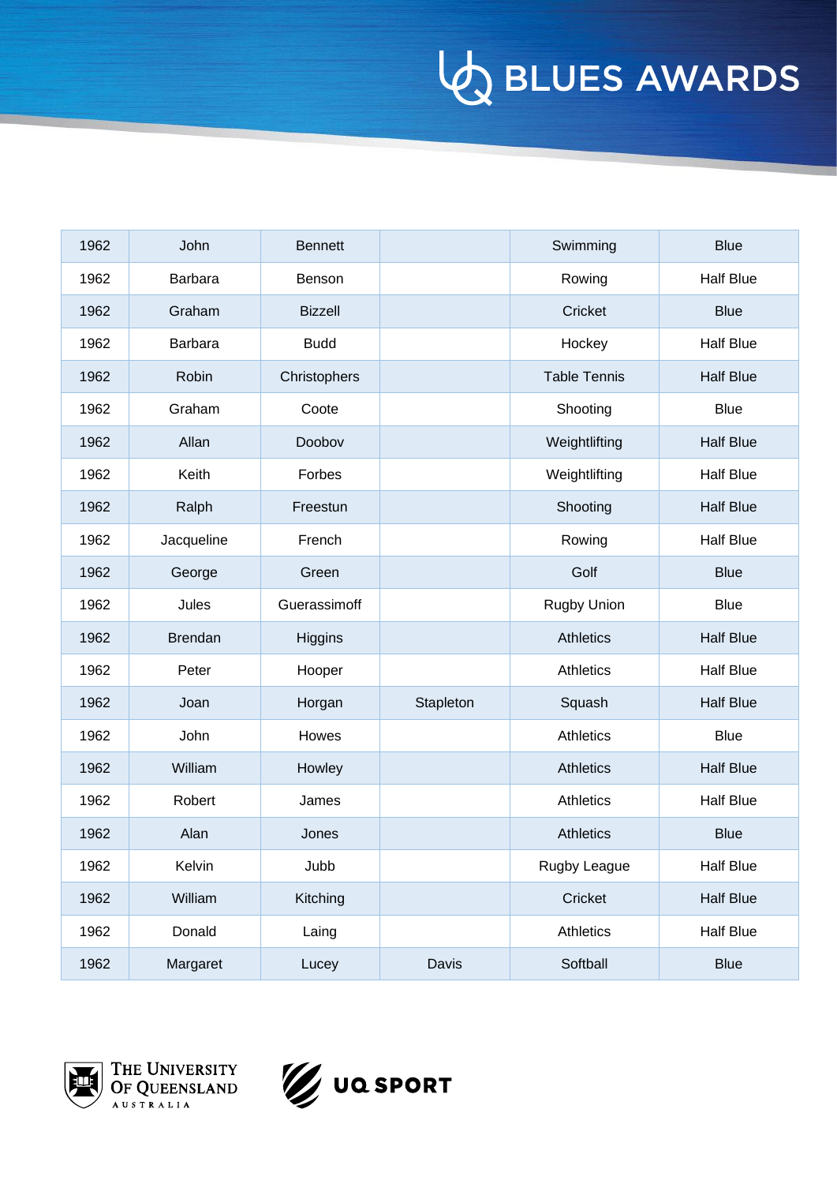| 1962 | John | Bennett | | Swimming | Blue |
|---|---|---|---|---|---|
| 1962 | Barbara | Benson | | Rowing | Half Blue |
| 1962 | Graham | Bizzell | | Cricket | Blue |
| 1962 | Barbara | Budd | | Hockey | Half Blue |
| 1962 | Robin | Christophers | | Table Tennis | Half Blue |
| 1962 | Graham | Coote | | Shooting | Blue |
| 1962 | Allan | Doobov | | Weightlifting | Half Blue |
| 1962 | Keith | Forbes | | Weightlifting | Half Blue |
| 1962 | Ralph | Freestun | | Shooting | Half Blue |
| 1962 | Jacqueline | French | | Rowing | Half Blue |
| 1962 | George | Green | | Golf | Blue |
| 1962 | Jules | Guerassimoff | | Rugby Union | Blue |
| 1962 | Brendan | Higgins | | Athletics | Half Blue |
| 1962 | Peter | Hooper | | Athletics | Half Blue |
| 1962 | Joan | Horgan | Stapleton | Squash | Half Blue |
| 1962 | John | Howes | | Athletics | Blue |
| 1962 | William | Howley | | Athletics | Half Blue |
| 1962 | Robert | James | | Athletics | Half Blue |
| 1962 | Alan | Jones | | Athletics | Blue |
| 1962 | Kelvin | Jubb | | Rugby League | Half Blue |
| 1962 | William | Kitching | | Cricket | Half Blue |
| 1962 | Donald | Laing | | Athletics | Half Blue |
| 1962 | Margaret | Lucey | Davis | Softball | Blue |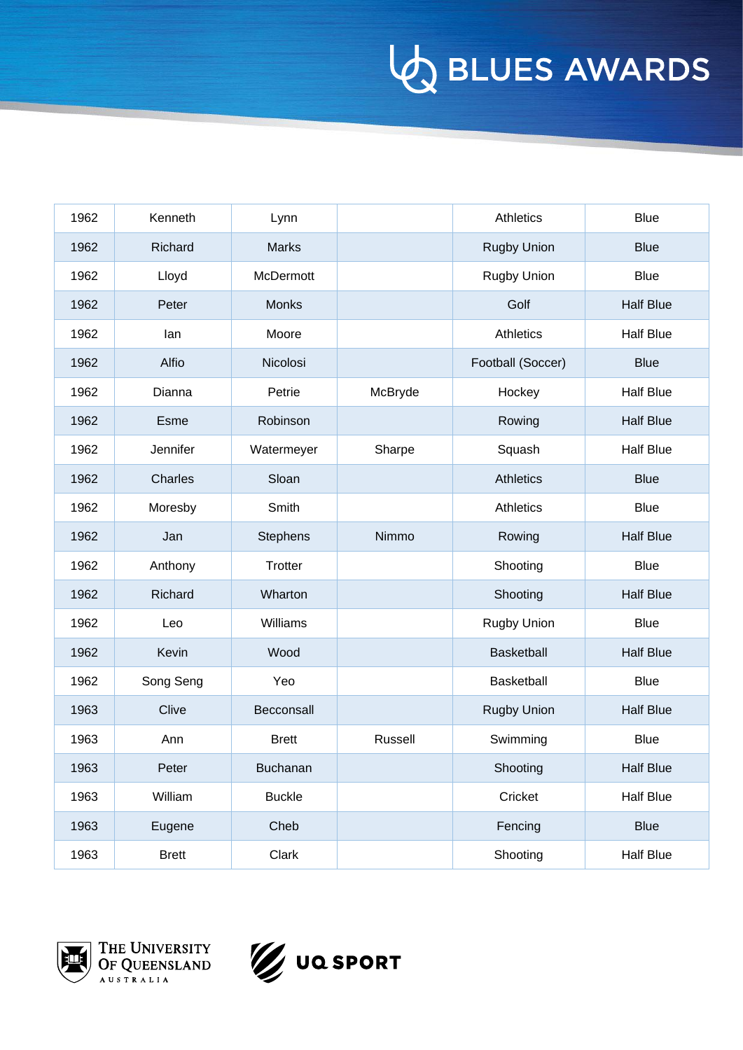| 1962 | Kenneth | Lynn | | Athletics | Blue |
|---|---|---|---|---|---|
| 1962 | Richard | Marks | | Rugby Union | Blue |
| 1962 | Lloyd | McDermott | | Rugby Union | Blue |
| 1962 | Peter | Monks | | Golf | Half Blue |
| 1962 | Ian | Moore | | Athletics | Half Blue |
| 1962 | Alfio | Nicolosi | | Football (Soccer) | Blue |
| 1962 | Dianna | Petrie | McBryde | Hockey | Half Blue |
| 1962 | Esme | Robinson | | Rowing | Half Blue |
| 1962 | Jennifer | Watermeyer | Sharpe | Squash | Half Blue |
| 1962 | Charles | Sloan | | Athletics | Blue |
| 1962 | Moresby | Smith | | Athletics | Blue |
| 1962 | Jan | Stephens | Nimmo | Rowing | Half Blue |
| 1962 | Anthony | Trotter | | Shooting | Blue |
| 1962 | Richard | Wharton | | Shooting | Half Blue |
| 1962 | Leo | Williams | | Rugby Union | Blue |
| 1962 | Kevin | Wood | | Basketball | Half Blue |
| 1962 | Song Seng | Yeo | | Basketball | Blue |
| 1963 | Clive | Becconsall | | Rugby Union | Half Blue |
| 1963 | Ann | Brett | Russell | Swimming | Blue |
| 1963 | Peter | Buchanan | | Shooting | Half Blue |
| 1963 | William | Buckle | | Cricket | Half Blue |
| 1963 | Eugene | Cheb | | Fencing | Blue |
| 1963 | Brett | Clark | | Shooting | Half Blue |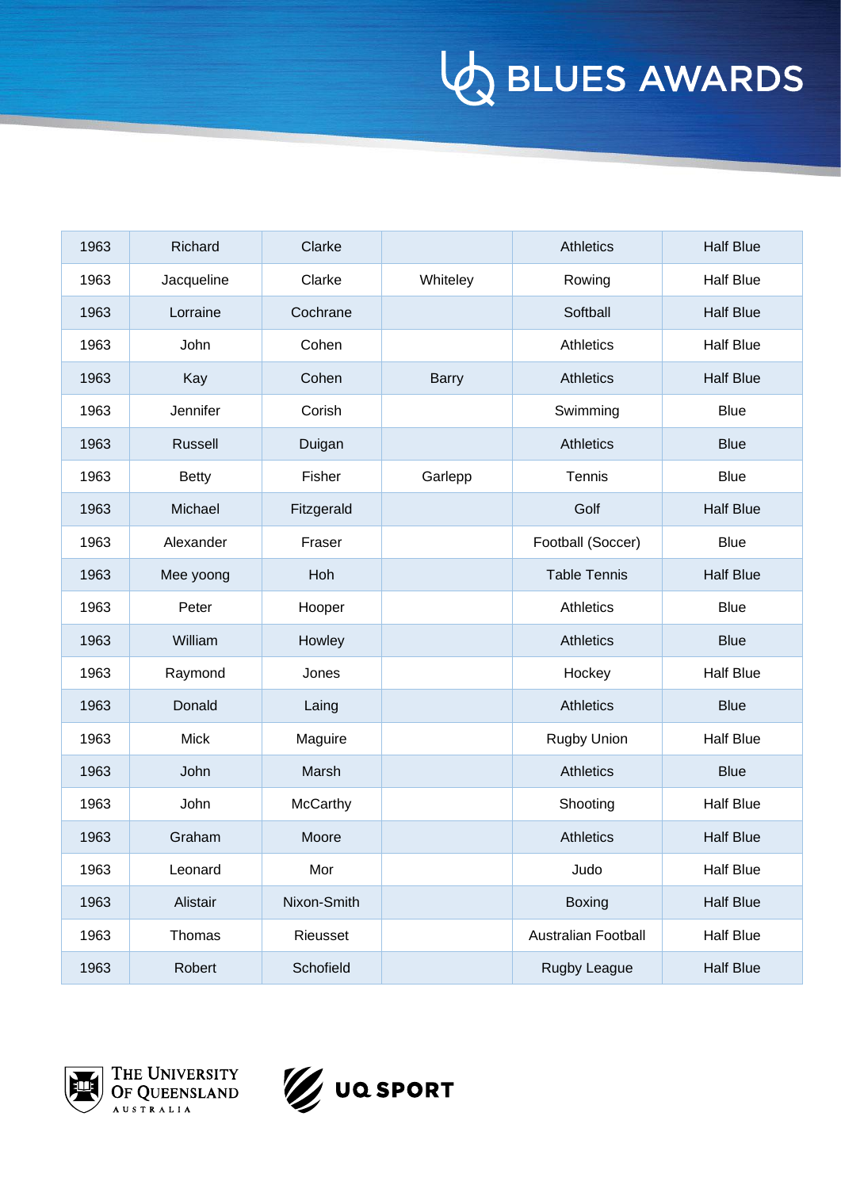| 1963 | Richard | Clarke | | Athletics | Half Blue |
|---|---|---|---|---|---|
| 1963 | Jacqueline | Clarke | Whiteley | Rowing | Half Blue |
| 1963 | Lorraine | Cochrane | | Softball | Half Blue |
| 1963 | John | Cohen | | Athletics | Half Blue |
| 1963 | Kay | Cohen | Barry | Athletics | Half Blue |
| 1963 | Jennifer | Corish | | Swimming | Blue |
| 1963 | Russell | Duigan | | Athletics | Blue |
| 1963 | Betty | Fisher | Garlepp | Tennis | Blue |
| 1963 | Michael | Fitzgerald | | Golf | Half Blue |
| 1963 | Alexander | Fraser | | Football (Soccer) | Blue |
| 1963 | Mee yoong | Hoh | | Table Tennis | Half Blue |
| 1963 | Peter | Hooper | | Athletics | Blue |
| 1963 | William | Howley | | Athletics | Blue |
| 1963 | Raymond | Jones | | Hockey | Half Blue |
| 1963 | Donald | Laing | | Athletics | Blue |
| 1963 | Mick | Maguire | | Rugby Union | Half Blue |
| 1963 | John | Marsh | | Athletics | Blue |
| 1963 | John | McCarthy | | Shooting | Half Blue |
| 1963 | Graham | Moore | | Athletics | Half Blue |
| 1963 | Leonard | Mor | | Judo | Half Blue |
| 1963 | Alistair | Nixon-Smith | | Boxing | Half Blue |
| 1963 | Thomas | Rieusset | | Australian Football | Half Blue |
| 1963 | Robert | Schofield | | Rugby League | Half Blue |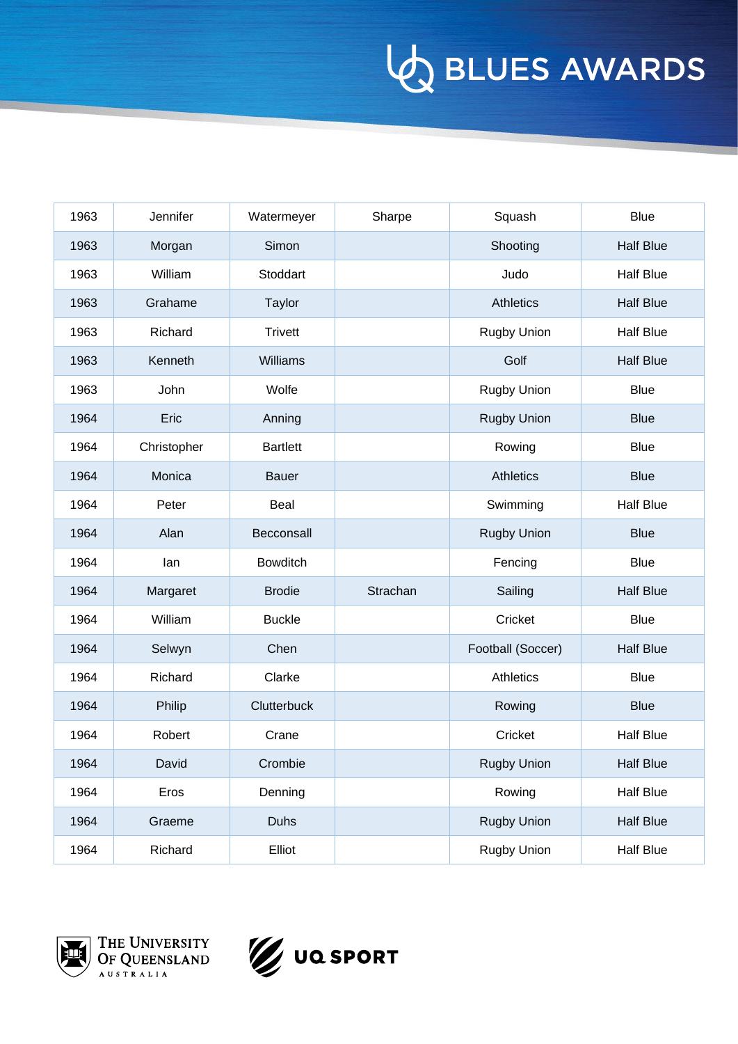| 1963 | Jennifer | Watermeyer | Sharpe | Squash | Blue |
|---|---|---|---|---|---|
| 1963 | Morgan | Simon | | Shooting | Half Blue |
| 1963 | William | Stoddart | | Judo | Half Blue |
| 1963 | Grahame | Taylor | | Athletics | Half Blue |
| 1963 | Richard | Trivett | | Rugby Union | Half Blue |
| 1963 | Kenneth | Williams | | Golf | Half Blue |
| 1963 | John | Wolfe | | Rugby Union | Blue |
| 1964 | Eric | Anning | | Rugby Union | Blue |
| 1964 | Christopher | Bartlett | | Rowing | Blue |
| 1964 | Monica | Bauer | | Athletics | Blue |
| 1964 | Peter | Beal | | Swimming | Half Blue |
| 1964 | Alan | Becconsall | | Rugby Union | Blue |
| 1964 | Ian | Bowditch | | Fencing | Blue |
| 1964 | Margaret | Brodie | Strachan | Sailing | Half Blue |
| 1964 | William | Buckle | | Cricket | Blue |
| 1964 | Selwyn | Chen | | Football (Soccer) | Half Blue |
| 1964 | Richard | Clarke | | Athletics | Blue |
| 1964 | Philip | Clutterbuck | | Rowing | Blue |
| 1964 | Robert | Crane | | Cricket | Half Blue |
| 1964 | David | Crombie | | Rugby Union | Half Blue |
| 1964 | Eros | Denning | | Rowing | Half Blue |
| 1964 | Graeme | Duhs | | Rugby Union | Half Blue |
| 1964 | Richard | Elliot | | Rugby Union | Half Blue |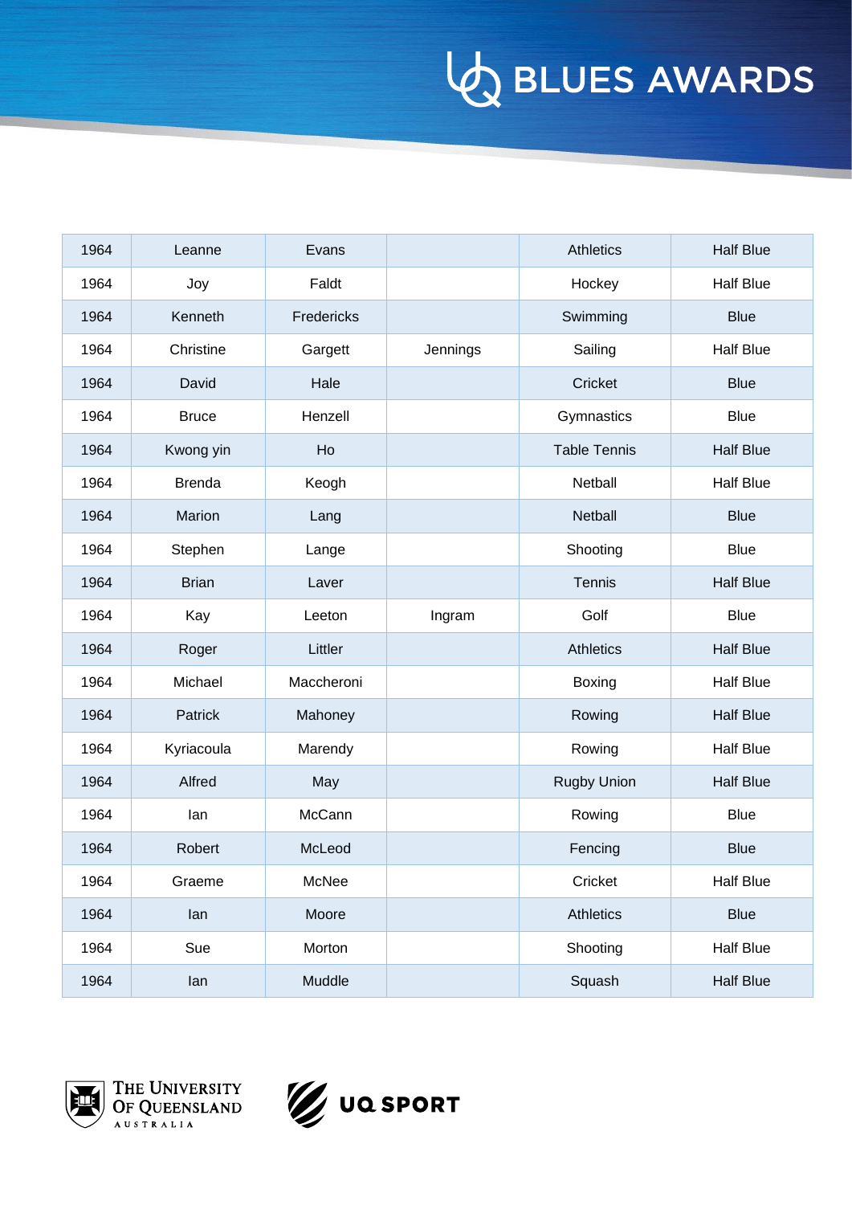| 1964 | Leanne | Evans | | Athletics | Half Blue |
|---|---|---|---|---|---|
| 1964 | Joy | Faldt | | Hockey | Half Blue |
| 1964 | Kenneth | Fredericks | | Swimming | Blue |
| 1964 | Christine | Gargett | Jennings | Sailing | Half Blue |
| 1964 | David | Hale | | Cricket | Blue |
| 1964 | Bruce | Henzell | | Gymnastics | Blue |
| 1964 | Kwong yin | Ho | | Table Tennis | Half Blue |
| 1964 | Brenda | Keogh | | Netball | Half Blue |
| 1964 | Marion | Lang | | Netball | Blue |
| 1964 | Stephen | Lange | | Shooting | Blue |
| 1964 | Brian | Laver | | Tennis | Half Blue |
| 1964 | Kay | Leeton | Ingram | Golf | Blue |
| 1964 | Roger | Littler | | Athletics | Half Blue |
| 1964 | Michael | Maccheroni | | Boxing | Half Blue |
| 1964 | Patrick | Mahoney | | Rowing | Half Blue |
| 1964 | Kyriacoula | Marendy | | Rowing | Half Blue |
| 1964 | Alfred | May | | Rugby Union | Half Blue |
| 1964 | Ian | McCann | | Rowing | Blue |
| 1964 | Robert | McLeod | | Fencing | Blue |
| 1964 | Graeme | McNee | | Cricket | Half Blue |
| 1964 | Ian | Moore | | Athletics | Blue |
| 1964 | Sue | Morton | | Shooting | Half Blue |
| 1964 | Ian | Muddle | | Squash | Half Blue |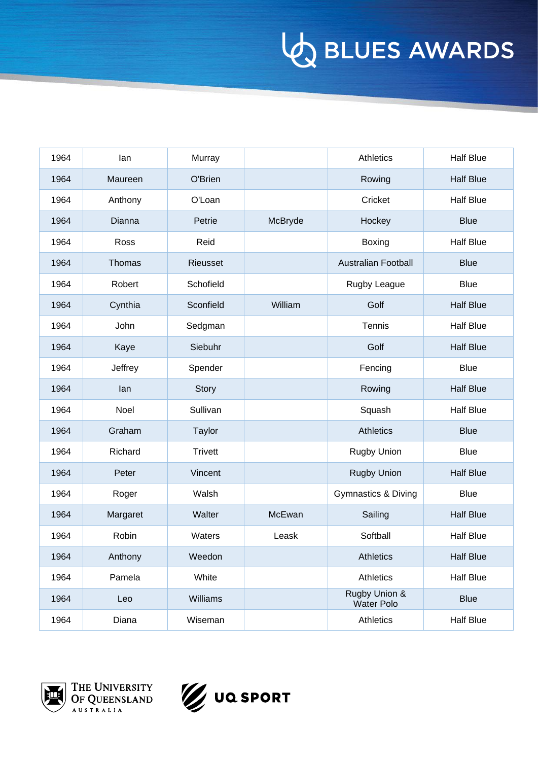| 1964 | Ian | Murray | | Athletics | Half Blue |
|---|---|---|---|---|---|
| 1964 | Maureen | O'Brien | | Rowing | Half Blue |
| 1964 | Anthony | O'Loan | | Cricket | Half Blue |
| 1964 | Dianna | Petrie | McBryde | Hockey | Blue |
| 1964 | Ross | Reid | | Boxing | Half Blue |
| 1964 | Thomas | Rieusset | | Australian Football | Blue |
| 1964 | Robert | Schofield | | Rugby League | Blue |
| 1964 | Cynthia | Sconfield | William | Golf | Half Blue |
| 1964 | John | Sedgman | | Tennis | Half Blue |
| 1964 | Kaye | Siebuhr | | Golf | Half Blue |
| 1964 | Jeffrey | Spender | | Fencing | Blue |
| 1964 | Ian | Story | | Rowing | Half Blue |
| 1964 | Noel | Sullivan | | Squash | Half Blue |
| 1964 | Graham | Taylor | | Athletics | Blue |
| 1964 | Richard | Trivett | | Rugby Union | Blue |
| 1964 | Peter | Vincent | | Rugby Union | Half Blue |
| 1964 | Roger | Walsh | | Gymnastics & Diving | Blue |
| 1964 | Margaret | Walter | McEwan | Sailing | Half Blue |
| 1964 | Robin | Waters | Leask | Softball | Half Blue |
| 1964 | Anthony | Weedon | | Athletics | Half Blue |
| 1964 | Pamela | White | | Athletics | Half Blue |
| 1964 | Leo | Williams | | Rugby Union & Water Polo | Blue |
| 1964 | Diana | Wiseman | | Athletics | Half Blue |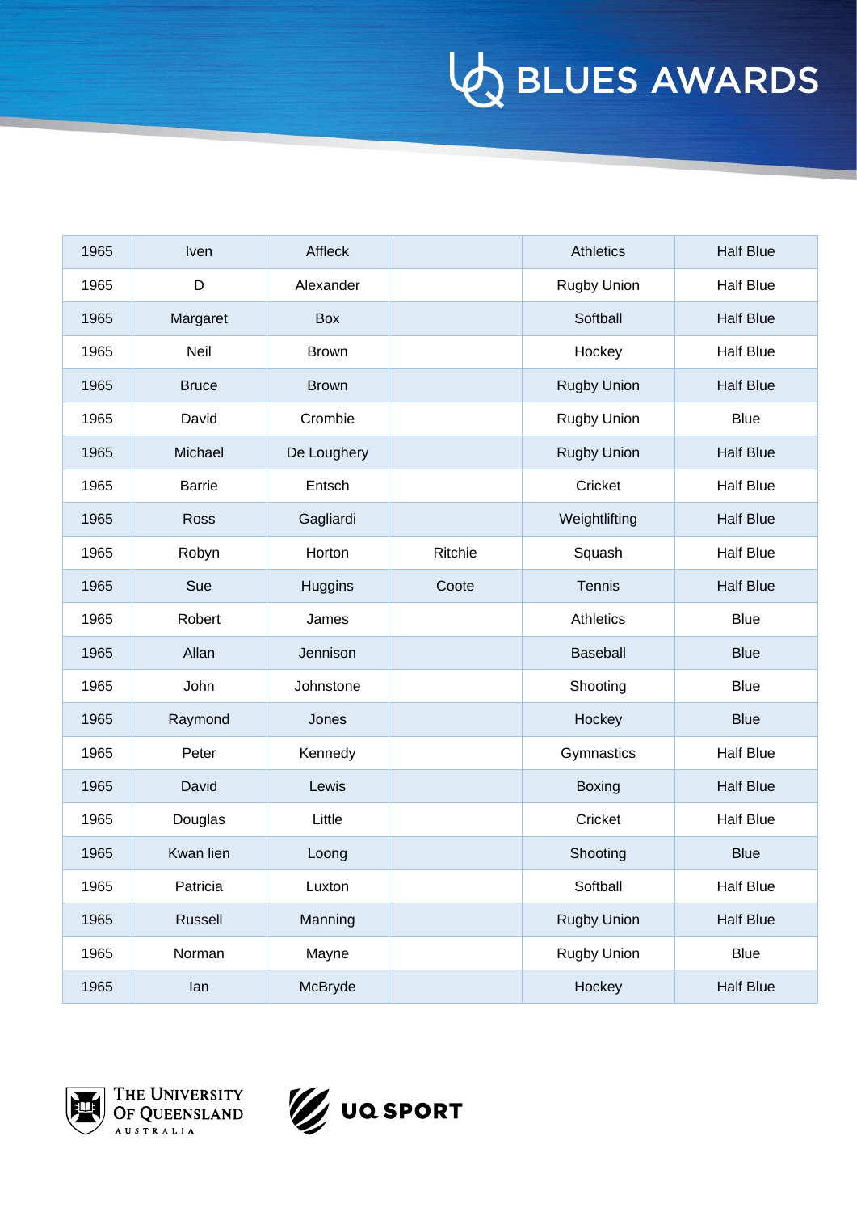| | | | | | |
|---|---|---|---|---|---|
| 1965 | Iven | Affleck | | Athletics | Half Blue |
| 1965 | D | Alexander | | Rugby Union | Half Blue |
| 1965 | Margaret | Box | | Softball | Half Blue |
| 1965 | Neil | Brown | | Hockey | Half Blue |
| 1965 | Bruce | Brown | | Rugby Union | Half Blue |
| 1965 | David | Crombie | | Rugby Union | Blue |
| 1965 | Michael | De Loughery | | Rugby Union | Half Blue |
| 1965 | Barrie | Entsch | | Cricket | Half Blue |
| 1965 | Ross | Gagliardi | | Weightlifting | Half Blue |
| 1965 | Robyn | Horton | Ritchie | Squash | Half Blue |
| 1965 | Sue | Huggins | Coote | Tennis | Half Blue |
| 1965 | Robert | James | | Athletics | Blue |
| 1965 | Allan | Jennison | | Baseball | Blue |
| 1965 | John | Johnstone | | Shooting | Blue |
| 1965 | Raymond | Jones | | Hockey | Blue |
| 1965 | Peter | Kennedy | | Gymnastics | Half Blue |
| 1965 | David | Lewis | | Boxing | Half Blue |
| 1965 | Douglas | Little | | Cricket | Half Blue |
| 1965 | Kwan lien | Loong | | Shooting | Blue |
| 1965 | Patricia | Luxton | | Softball | Half Blue |
| 1965 | Russell | Manning | | Rugby Union | Half Blue |
| 1965 | Norman | Mayne | | Rugby Union | Blue |
| 1965 | Ian | McBryde | | Hockey | Half Blue |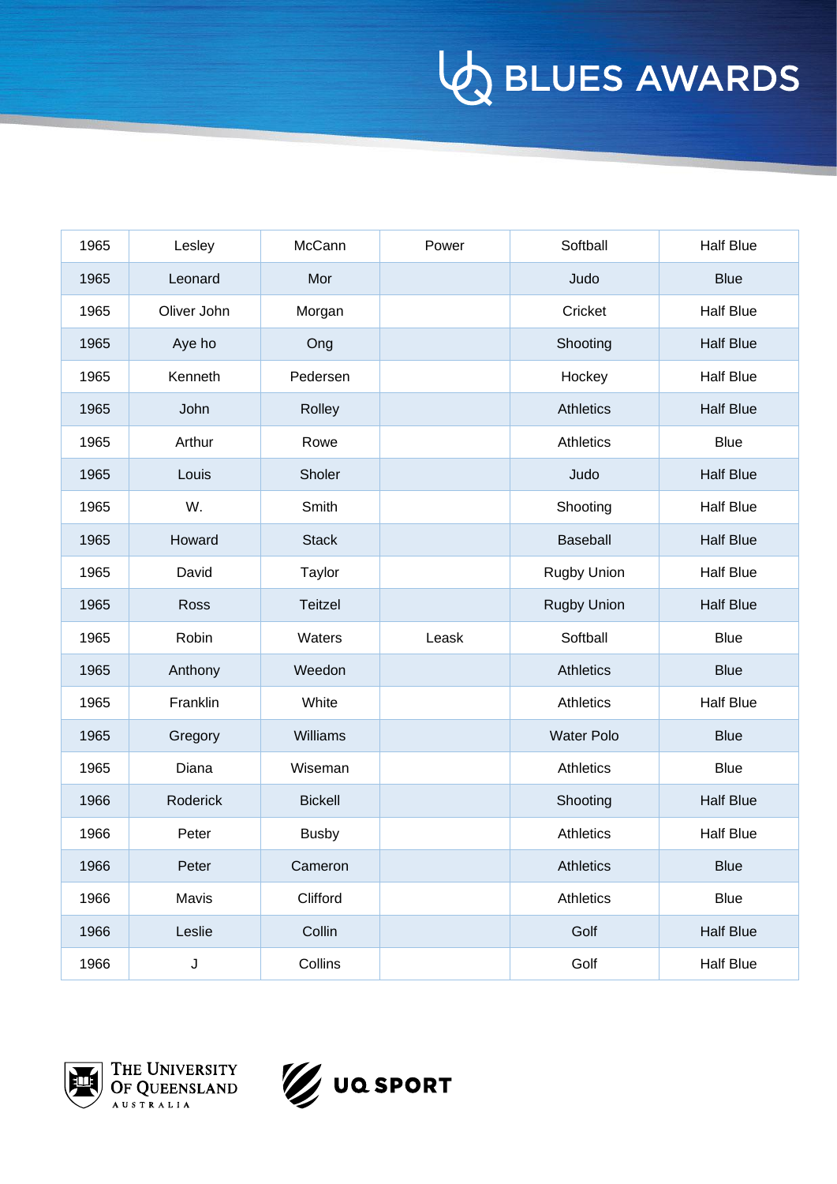| 1965 | Lesley | McCann | Power | Softball | Half Blue |
|---|---|---|---|---|---|
| 1965 | Leonard | Mor | | Judo | Blue |
| 1965 | Oliver John | Morgan | | Cricket | Half Blue |
| 1965 | Aye ho | Ong | | Shooting | Half Blue |
| 1965 | Kenneth | Pedersen | | Hockey | Half Blue |
| 1965 | John | Rolley | | Athletics | Half Blue |
| 1965 | Arthur | Rowe | | Athletics | Blue |
| 1965 | Louis | Sholer | | Judo | Half Blue |
| 1965 | W. | Smith | | Shooting | Half Blue |
| 1965 | Howard | Stack | | Baseball | Half Blue |
| 1965 | David | Taylor | | Rugby Union | Half Blue |
| 1965 | Ross | Teitzel | | Rugby Union | Half Blue |
| 1965 | Robin | Waters | Leask | Softball | Blue |
| 1965 | Anthony | Weedon | | Athletics | Blue |
| 1965 | Franklin | White | | Athletics | Half Blue |
| 1965 | Gregory | Williams | | Water Polo | Blue |
| 1965 | Diana | Wiseman | | Athletics | Blue |
| 1966 | Roderick | Bickell | | Shooting | Half Blue |
| 1966 | Peter | Busby | | Athletics | Half Blue |
| 1966 | Peter | Cameron | | Athletics | Blue |
| 1966 | Mavis | Clifford | | Athletics | Blue |
| 1966 | Leslie | Collin | | Golf | Half Blue |
| 1966 | J | Collins | | Golf | Half Blue |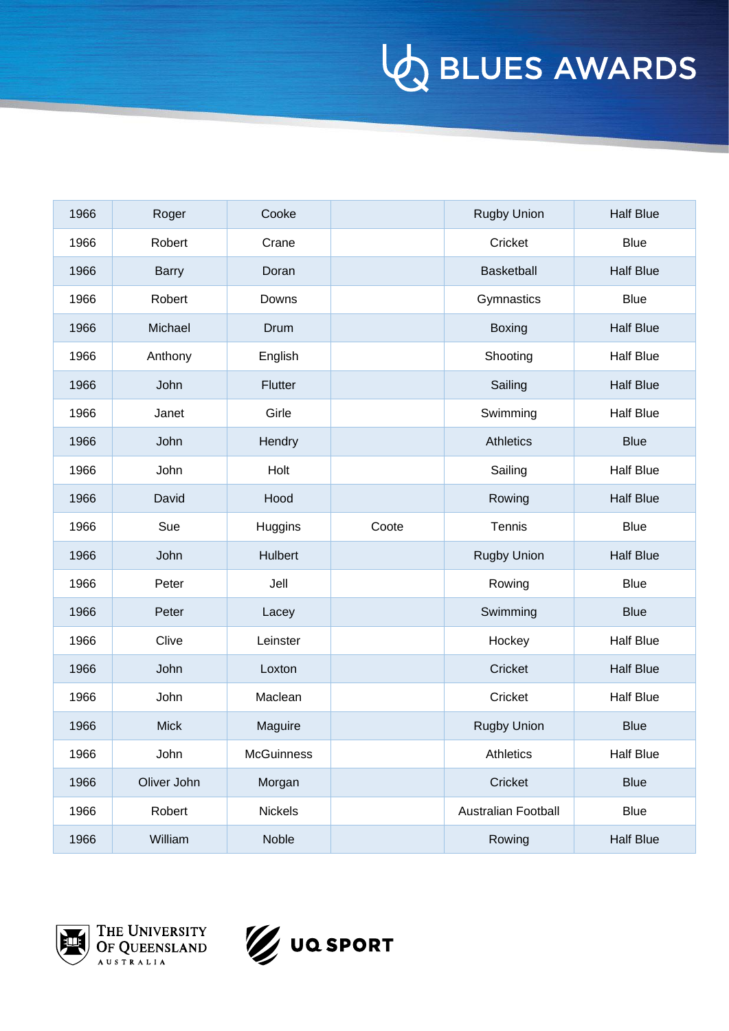| | | | | | |
|---|---|---|---|---|---|
| 1966 | Roger | Cooke | | Rugby Union | Half Blue |
| 1966 | Robert | Crane | | Cricket | Blue |
| 1966 | Barry | Doran | | Basketball | Half Blue |
| 1966 | Robert | Downs | | Gymnastics | Blue |
| 1966 | Michael | Drum | | Boxing | Half Blue |
| 1966 | Anthony | English | | Shooting | Half Blue |
| 1966 | John | Flutter | | Sailing | Half Blue |
| 1966 | Janet | Girle | | Swimming | Half Blue |
| 1966 | John | Hendry | | Athletics | Blue |
| 1966 | John | Holt | | Sailing | Half Blue |
| 1966 | David | Hood | | Rowing | Half Blue |
| 1966 | Sue | Huggins | Coote | Tennis | Blue |
| 1966 | John | Hulbert | | Rugby Union | Half Blue |
| 1966 | Peter | Jell | | Rowing | Blue |
| 1966 | Peter | Lacey | | Swimming | Blue |
| 1966 | Clive | Leinster | | Hockey | Half Blue |
| 1966 | John | Loxton | | Cricket | Half Blue |
| 1966 | John | Maclean | | Cricket | Half Blue |
| 1966 | Mick | Maguire | | Rugby Union | Blue |
| 1966 | John | McGuinness | | Athletics | Half Blue |
| 1966 | Oliver John | Morgan | | Cricket | Blue |
| 1966 | Robert | Nickels | | Australian Football | Blue |
| 1966 | William | Noble | | Rowing | Half Blue |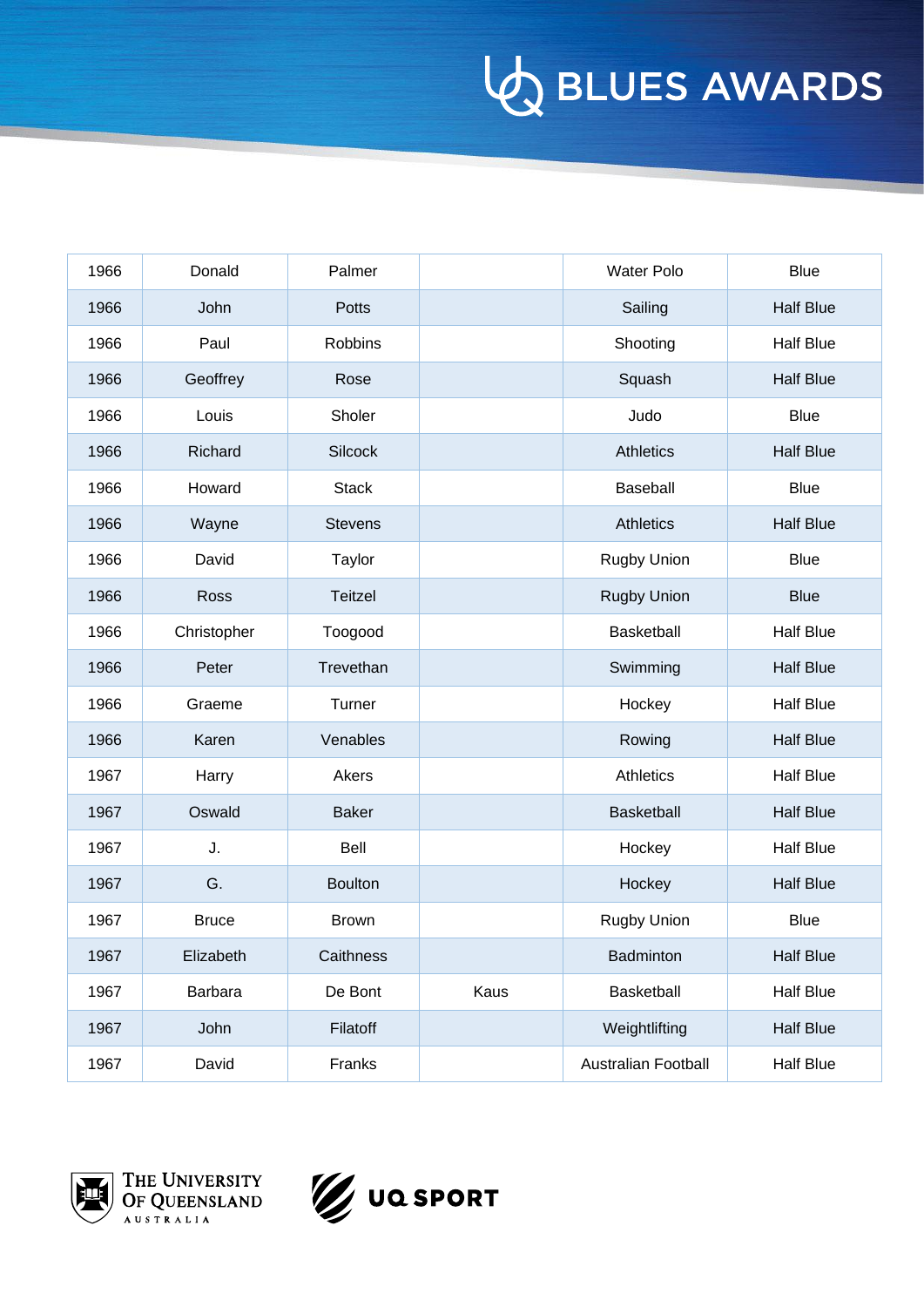| | | | | | |
|---|---|---|---|---|---|
| 1966 | Donald | Palmer | | Water Polo | Blue |
| 1966 | John | Potts | | Sailing | Half Blue |
| 1966 | Paul | Robbins | | Shooting | Half Blue |
| 1966 | Geoffrey | Rose | | Squash | Half Blue |
| 1966 | Louis | Sholer | | Judo | Blue |
| 1966 | Richard | Silcock | | Athletics | Half Blue |
| 1966 | Howard | Stack | | Baseball | Blue |
| 1966 | Wayne | Stevens | | Athletics | Half Blue |
| 1966 | David | Taylor | | Rugby Union | Blue |
| 1966 | Ross | Teitzel | | Rugby Union | Blue |
| 1966 | Christopher | Toogood | | Basketball | Half Blue |
| 1966 | Peter | Trevethan | | Swimming | Half Blue |
| 1966 | Graeme | Turner | | Hockey | Half Blue |
| 1966 | Karen | Venables | | Rowing | Half Blue |
| 1967 | Harry | Akers | | Athletics | Half Blue |
| 1967 | Oswald | Baker | | Basketball | Half Blue |
| 1967 | J. | Bell | | Hockey | Half Blue |
| 1967 | G. | Boulton | | Hockey | Half Blue |
| 1967 | Bruce | Brown | | Rugby Union | Blue |
| 1967 | Elizabeth | Caithness | | Badminton | Half Blue |
| 1967 | Barbara | De Bont | Kaus | Basketball | Half Blue |
| 1967 | John | Filatoff | | Weightlifting | Half Blue |
| 1967 | David | Franks | | Australian Football | Half Blue |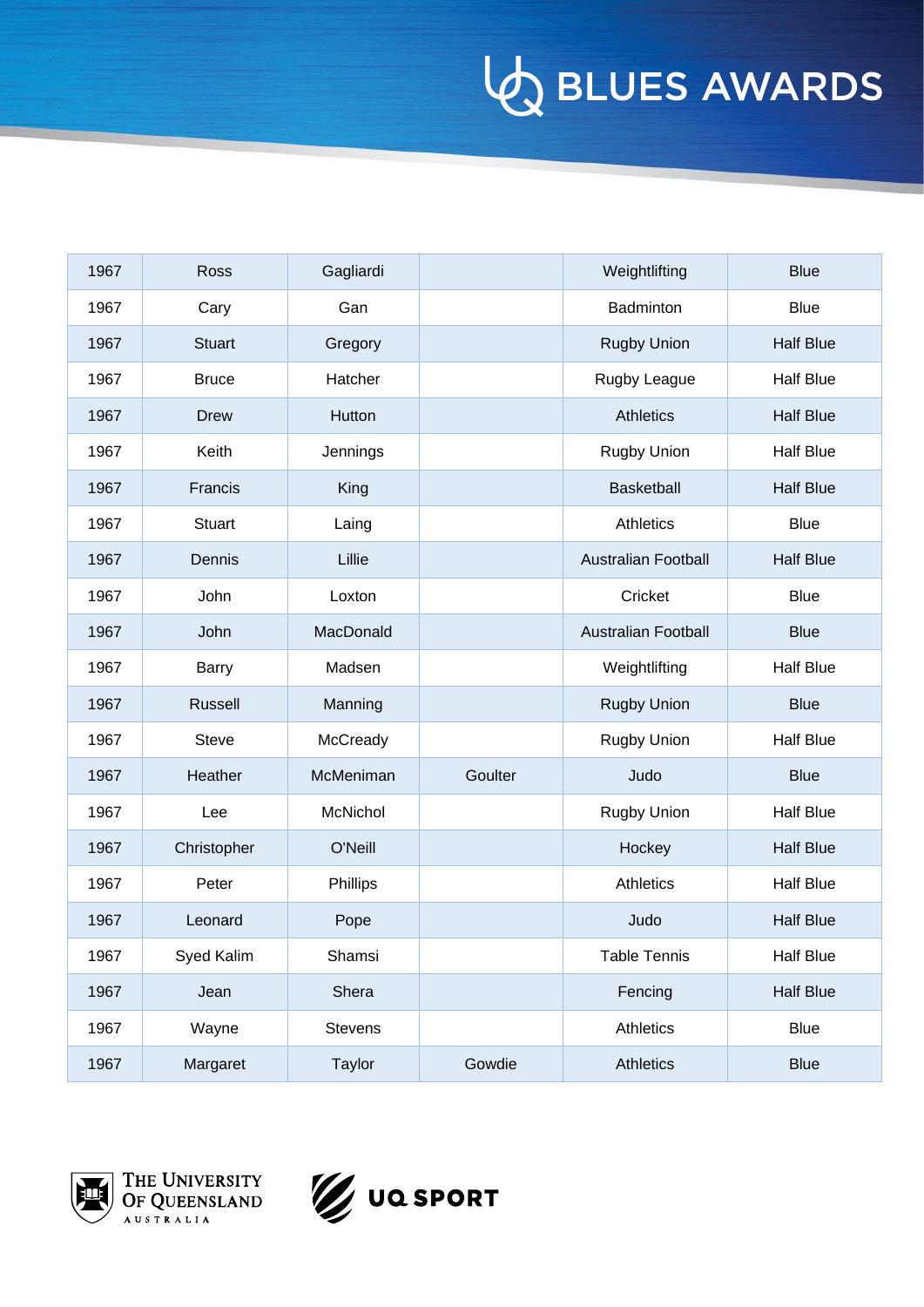| | | | | | |
|---|---|---|---|---|---|
| 1967 | Ross | Gagliardi | | Weightlifting | Blue |
| 1967 | Cary | Gan | | Badminton | Blue |
| 1967 | Stuart | Gregory | | Rugby Union | Half Blue |
| 1967 | Bruce | Hatcher | | Rugby League | Half Blue |
| 1967 | Drew | Hutton | | Athletics | Half Blue |
| 1967 | Keith | Jennings | | Rugby Union | Half Blue |
| 1967 | Francis | King | | Basketball | Half Blue |
| 1967 | Stuart | Laing | | Athletics | Blue |
| 1967 | Dennis | Lillie | | Australian Football | Half Blue |
| 1967 | John | Loxton | | Cricket | Blue |
| 1967 | John | MacDonald | | Australian Football | Blue |
| 1967 | Barry | Madsen | | Weightlifting | Half Blue |
| 1967 | Russell | Manning | | Rugby Union | Blue |
| 1967 | Steve | McCready | | Rugby Union | Half Blue |
| 1967 | Heather | McMeniman | Goulter | Judo | Blue |
| 1967 | Lee | McNichol | | Rugby Union | Half Blue |
| 1967 | Christopher | O'Neill | | Hockey | Half Blue |
| 1967 | Peter | Phillips | | Athletics | Half Blue |
| 1967 | Leonard | Pope | | Judo | Half Blue |
| 1967 | Syed Kalim | Shamsi | | Table Tennis | Half Blue |
| 1967 | Jean | Shera | | Fencing | Half Blue |
| 1967 | Wayne | Stevens | | Athletics | Blue |
| 1967 | Margaret | Taylor | Gowdie | Athletics | Blue |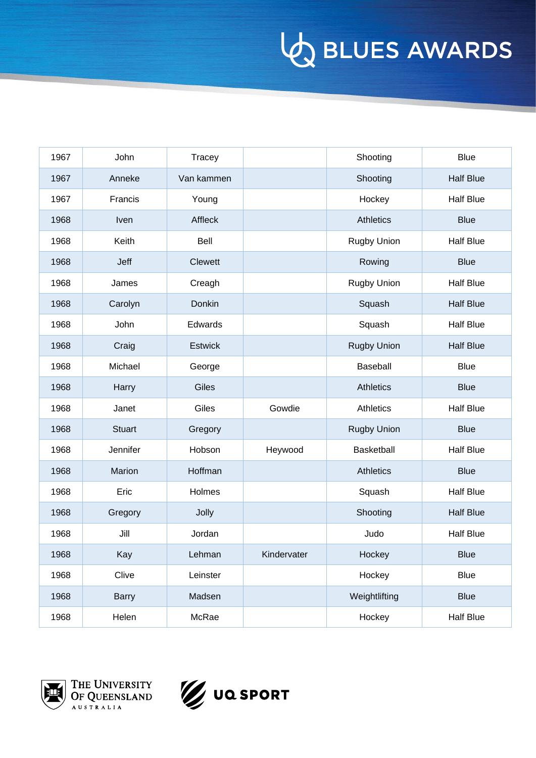| | | | | | |
|---|---|---|---|---|---|
| 1967 | John | Tracey | | Shooting | Blue |
| 1967 | Anneke | Van kammen | | Shooting | Half Blue |
| 1967 | Francis | Young | | Hockey | Half Blue |
| 1968 | Iven | Affleck | | Athletics | Blue |
| 1968 | Keith | Bell | | Rugby Union | Half Blue |
| 1968 | Jeff | Clewett | | Rowing | Blue |
| 1968 | James | Creagh | | Rugby Union | Half Blue |
| 1968 | Carolyn | Donkin | | Squash | Half Blue |
| 1968 | John | Edwards | | Squash | Half Blue |
| 1968 | Craig | Estwick | | Rugby Union | Half Blue |
| 1968 | Michael | George | | Baseball | Blue |
| 1968 | Harry | Giles | | Athletics | Blue |
| 1968 | Janet | Giles | Gowdie | Athletics | Half Blue |
| 1968 | Stuart | Gregory | | Rugby Union | Blue |
| 1968 | Jennifer | Hobson | Heywood | Basketball | Half Blue |
| 1968 | Marion | Hoffman | | Athletics | Blue |
| 1968 | Eric | Holmes | | Squash | Half Blue |
| 1968 | Gregory | Jolly | | Shooting | Half Blue |
| 1968 | Jill | Jordan | | Judo | Half Blue |
| 1968 | Kay | Lehman | Kindervater | Hockey | Blue |
| 1968 | Clive | Leinster | | Hockey | Blue |
| 1968 | Barry | Madsen | | Weightlifting | Blue |
| 1968 | Helen | McRae | | Hockey | Half Blue |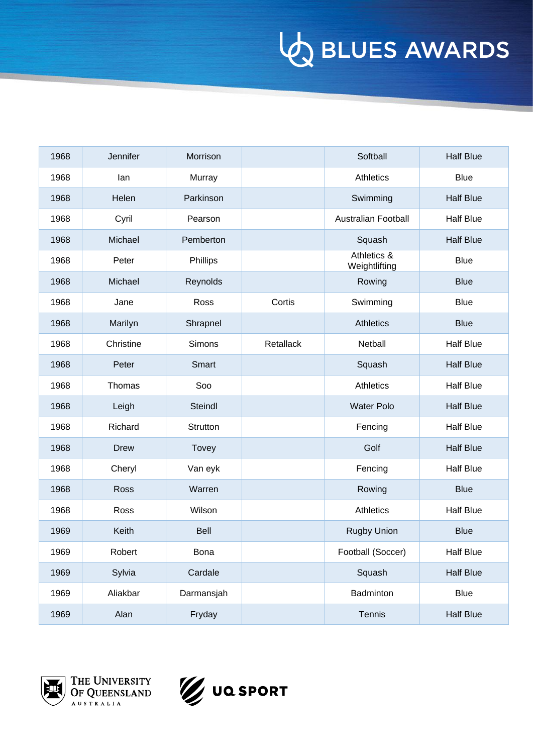# BLUES AWARDS

| | | | | | |
|---|---|---|---|---|---|
| 1968 | Jennifer | Morrison | | Softball | Half Blue |
| 1968 | Ian | Murray | | Athletics | Blue |
| 1968 | Helen | Parkinson | | Swimming | Half Blue |
| 1968 | Cyril | Pearson | | Australian Football | Half Blue |
| 1968 | Michael | Pemberton | | Squash | Half Blue |
| 1968 | Peter | Phillips | | Athletics & Weightlifting | Blue |
| 1968 | Michael | Reynolds | | Rowing | Blue |
| 1968 | Jane | Ross | Cortis | Swimming | Blue |
| 1968 | Marilyn | Shrapnel | | Athletics | Blue |
| 1968 | Christine | Simons | Retallack | Netball | Half Blue |
| 1968 | Peter | Smart | | Squash | Half Blue |
| 1968 | Thomas | Soo | | Athletics | Half Blue |
| 1968 | Leigh | Steindl | | Water Polo | Half Blue |
| 1968 | Richard | Strutton | | Fencing | Half Blue |
| 1968 | Drew | Tovey | | Golf | Half Blue |
| 1968 | Cheryl | Van eyk | | Fencing | Half Blue |
| 1968 | Ross | Warren | | Rowing | Blue |
| 1968 | Ross | Wilson | | Athletics | Half Blue |
| 1969 | Keith | Bell | | Rugby Union | Blue |
| 1969 | Robert | Bona | | Football (Soccer) | Half Blue |
| 1969 | Sylvia | Cardale | | Squash | Half Blue |
| 1969 | Aliakbar | Darmansjah | | Badminton | Blue |
| 1969 | Alan | Fryday | | Tennis | Half Blue |

THE UNIVERSITY OF QUEENSLAND AUSTRALIA

UQ SPORT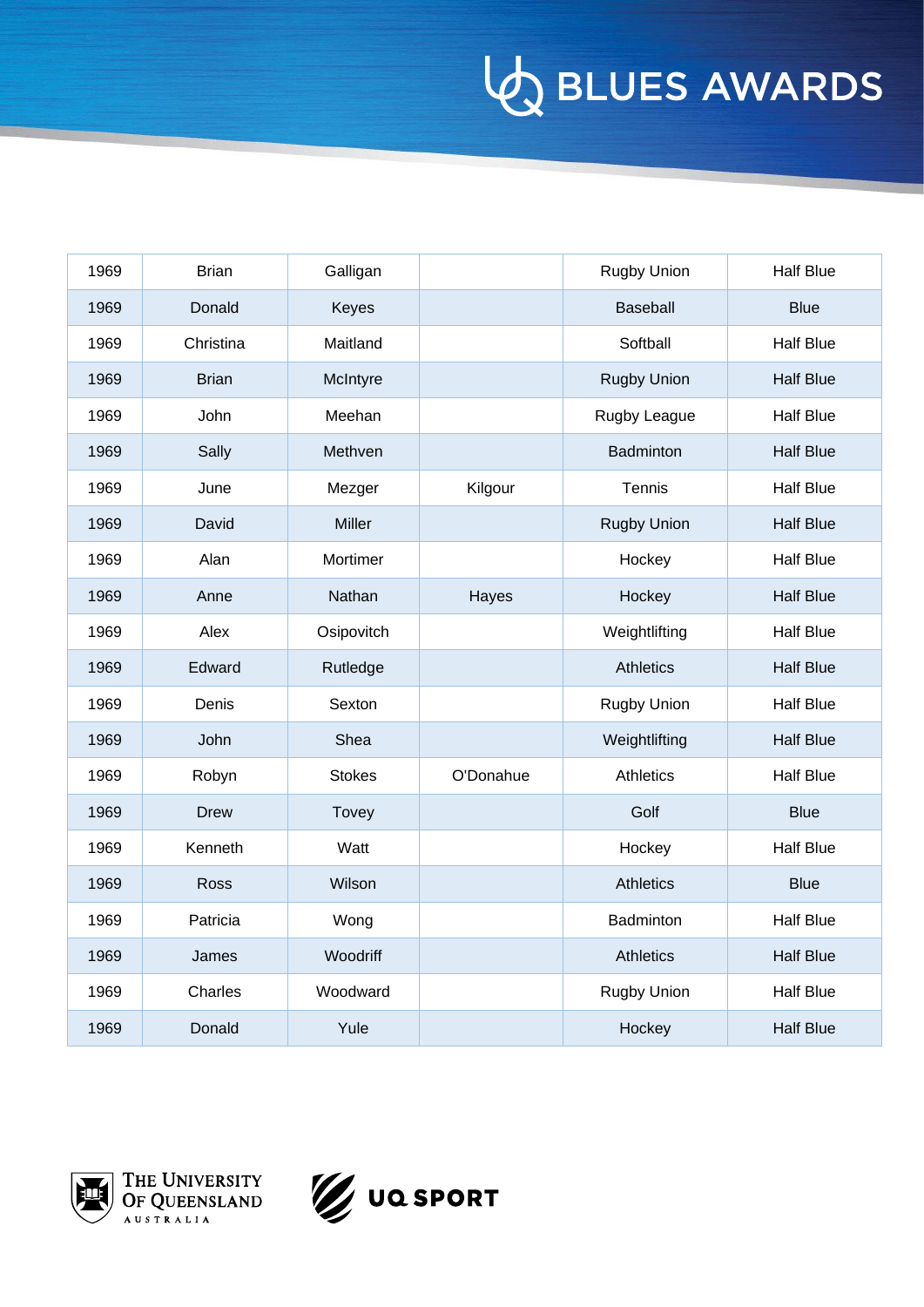| | | | | | |
|---|---|---|---|---|---|
| 1969 | Brian | Galligan | | Rugby Union | Half Blue |
| 1969 | Donald | Keyes | | Baseball | Blue |
| 1969 | Christina | Maitland | | Softball | Half Blue |
| 1969 | Brian | McIntyre | | Rugby Union | Half Blue |
| 1969 | John | Meehan | | Rugby League | Half Blue |
| 1969 | Sally | Methven | | Badminton | Half Blue |
| 1969 | June | Mezger | Kilgour | Tennis | Half Blue |
| 1969 | David | Miller | | Rugby Union | Half Blue |
| 1969 | Alan | Mortimer | | Hockey | Half Blue |
| 1969 | Anne | Nathan | Hayes | Hockey | Half Blue |
| 1969 | Alex | Osipovitch | | Weightlifting | Half Blue |
| 1969 | Edward | Rutledge | | Athletics | Half Blue |
| 1969 | Denis | Sexton | | Rugby Union | Half Blue |
| 1969 | John | Shea | | Weightlifting | Half Blue |
| 1969 | Robyn | Stokes | O'Donahue | Athletics | Half Blue |
| 1969 | Drew | Tovey | | Golf | Blue |
| 1969 | Kenneth | Watt | | Hockey | Half Blue |
| 1969 | Ross | Wilson | | Athletics | Blue |
| 1969 | Patricia | Wong | | Badminton | Half Blue |
| 1969 | James | Woodriff | | Athletics | Half Blue |
| 1969 | Charles | Woodward | | Rugby Union | Half Blue |
| 1969 | Donald | Yule | | Hockey | Half Blue |